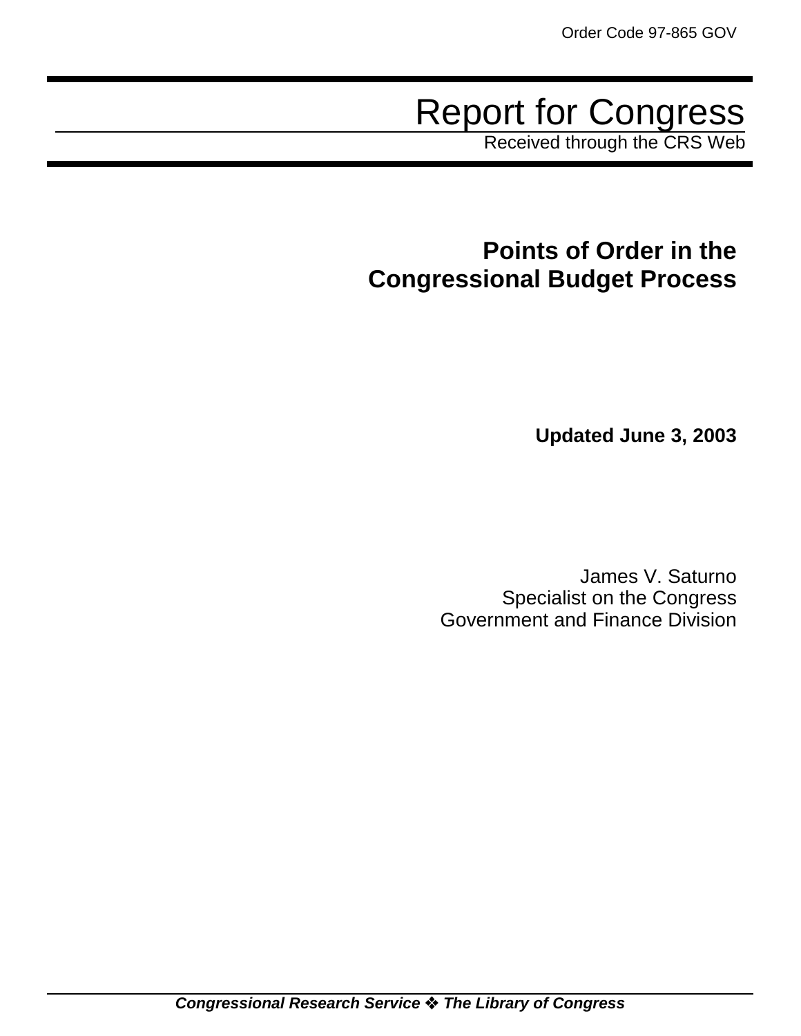Order Code 97-865 GOV

# Report for Congress

Received through the CRS Web

## Points of Order in the Congressional Budget Process

**Updated June 3, 2003**

James V. Saturno
Specialist on the Congress
Government and Finance Division

***Congressional Research Service ❖ The Library of Congress***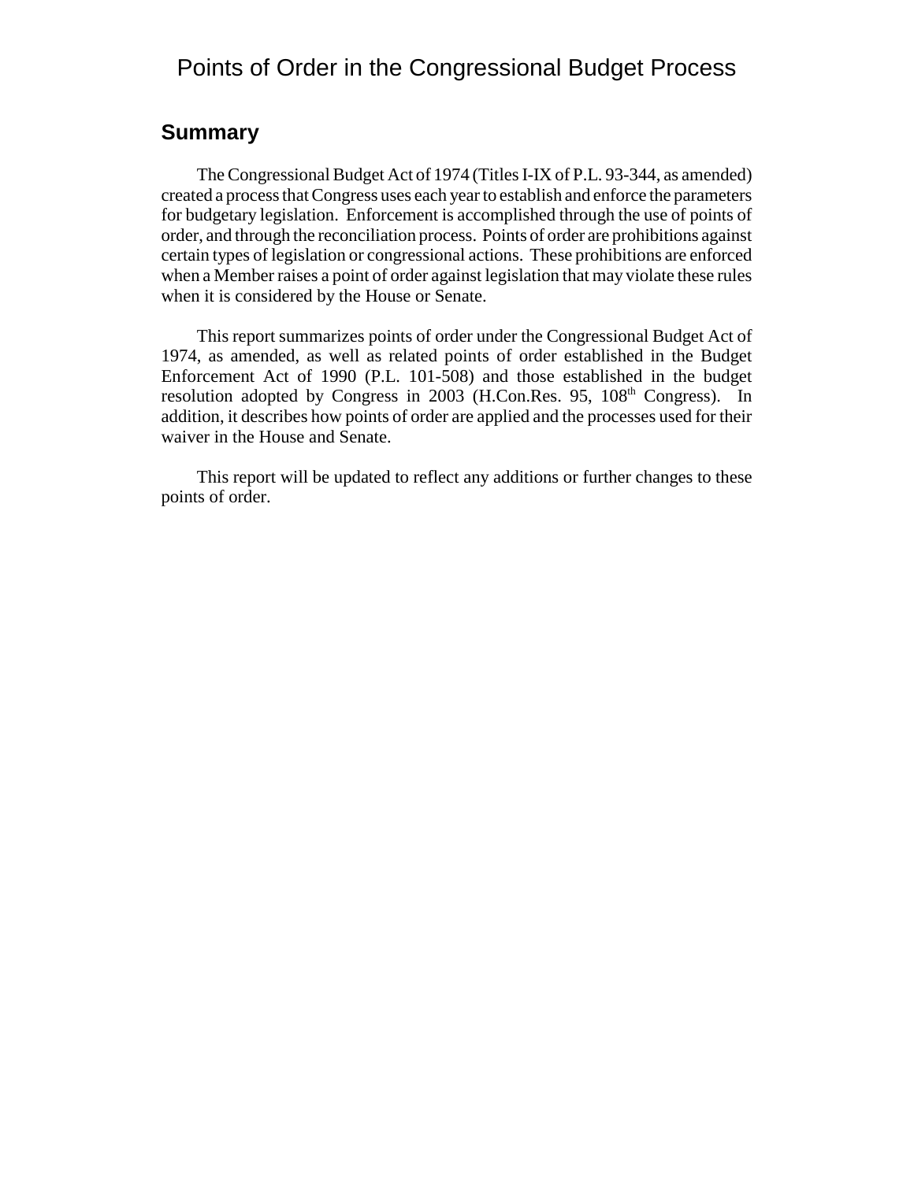# Points of Order in the Congressional Budget Process

## Summary

The Congressional Budget Act of 1974 (Titles I-IX of P.L. 93-344, as amended) created a process that Congress uses each year to establish and enforce the parameters for budgetary legislation. Enforcement is accomplished through the use of points of order, and through the reconciliation process. Points of order are prohibitions against certain types of legislation or congressional actions. These prohibitions are enforced when a Member raises a point of order against legislation that may violate these rules when it is considered by the House or Senate.

This report summarizes points of order under the Congressional Budget Act of 1974, as amended, as well as related points of order established in the Budget Enforcement Act of 1990 (P.L. 101-508) and those established in the budget resolution adopted by Congress in 2003 (H.Con.Res. 95, 108th Congress). In addition, it describes how points of order are applied and the processes used for their waiver in the House and Senate.

This report will be updated to reflect any additions or further changes to these points of order.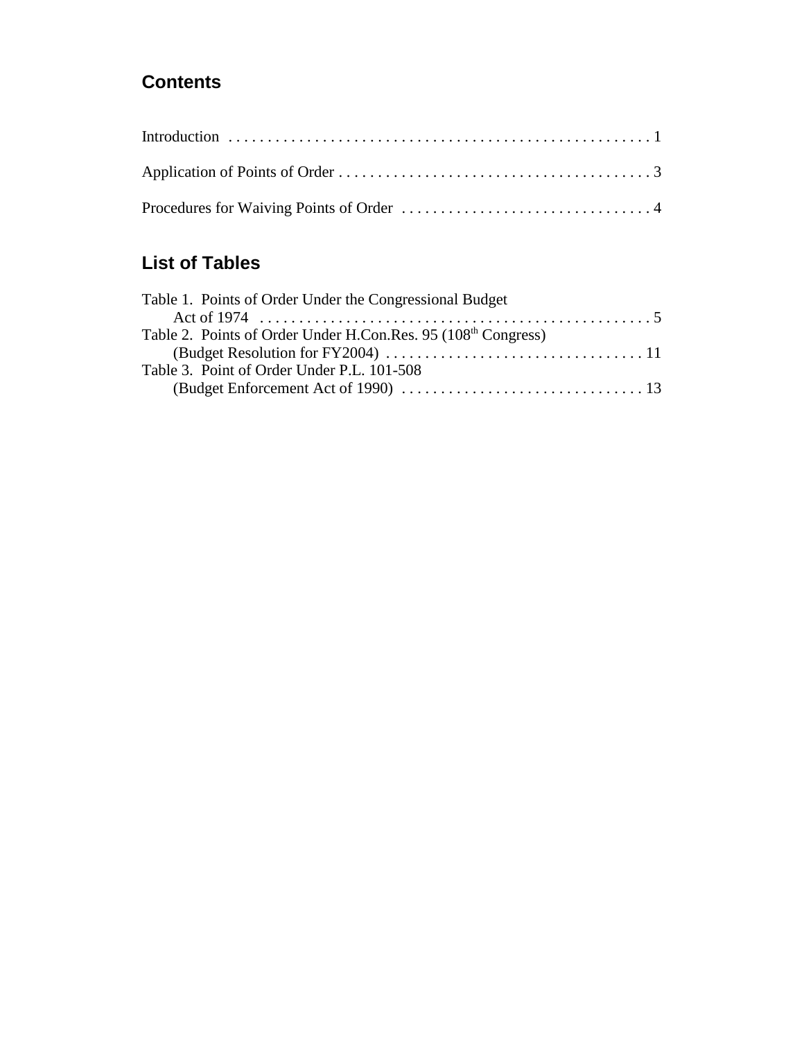## Contents

Introduction . . . . . . . . . . . . . . . . . . . . . . . . . . . . . . . . . . . . . . . . . . . . . . . . . . . . . 1

Application of Points of Order . . . . . . . . . . . . . . . . . . . . . . . . . . . . . . . . . . . . . . . . 3

Procedures for Waiving Points of Order . . . . . . . . . . . . . . . . . . . . . . . . . . . . . . . . 4

## List of Tables

Table 1. Points of Order Under the Congressional Budget Act of 1974 . . . . . . . . . . . . . . . . . . . . . . . . . . . . . . . . . . . . . . . . . . . . . . . . . . . 5

Table 2. Points of Order Under H.Con.Res. 95 (108th Congress) (Budget Resolution for FY2004) . . . . . . . . . . . . . . . . . . . . . . . . . . . . . . . . . 11

Table 3. Point of Order Under P.L. 101-508 (Budget Enforcement Act of 1990) . . . . . . . . . . . . . . . . . . . . . . . . . . . . . . . 13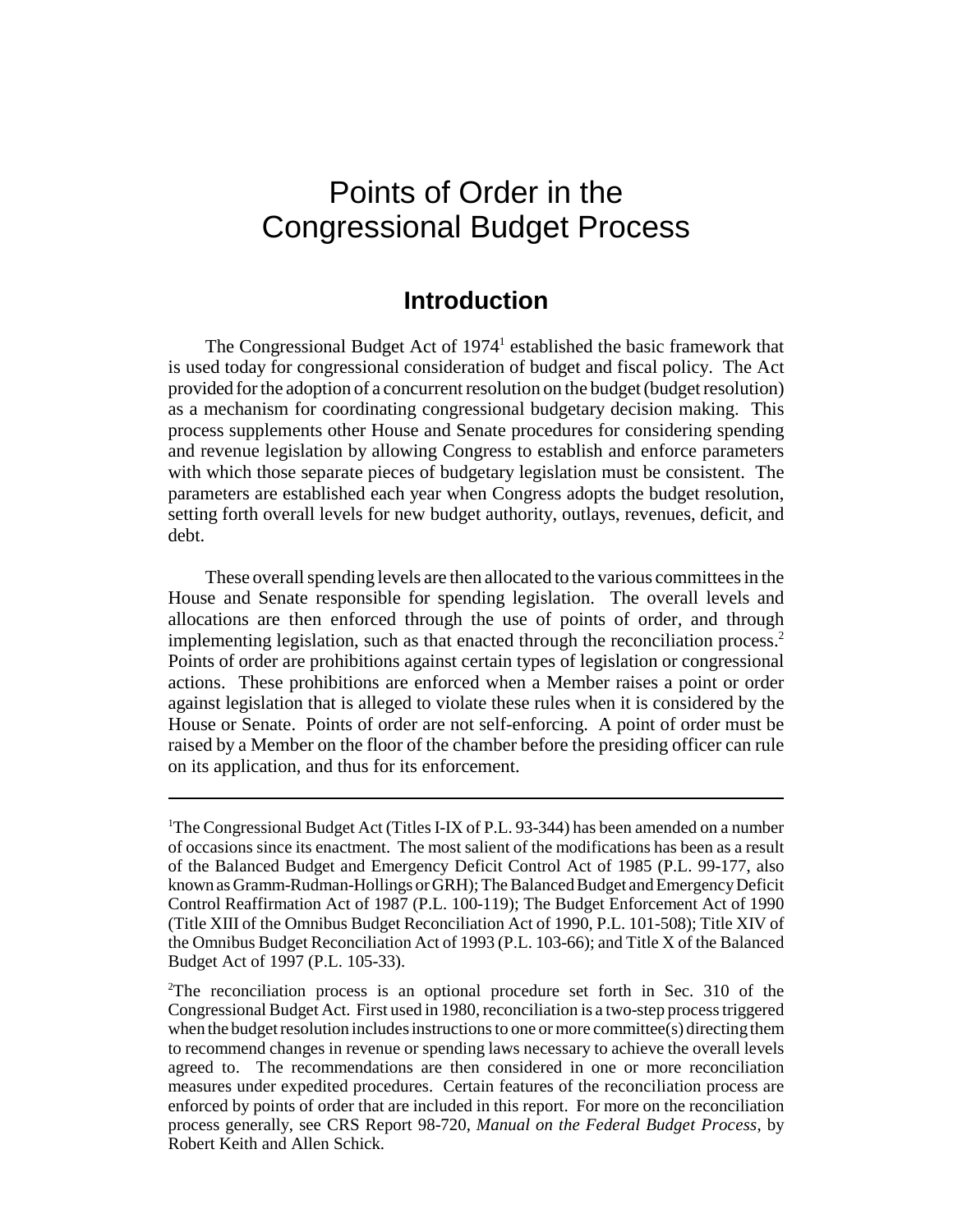# Points of Order in the Congressional Budget Process

## Introduction

The Congressional Budget Act of 1974[1] established the basic framework that is used today for congressional consideration of budget and fiscal policy. The Act provided for the adoption of a concurrent resolution on the budget (budget resolution) as a mechanism for coordinating congressional budgetary decision making. This process supplements other House and Senate procedures for considering spending and revenue legislation by allowing Congress to establish and enforce parameters with which those separate pieces of budgetary legislation must be consistent. The parameters are established each year when Congress adopts the budget resolution, setting forth overall levels for new budget authority, outlays, revenues, deficit, and debt.

These overall spending levels are then allocated to the various committees in the House and Senate responsible for spending legislation. The overall levels and allocations are then enforced through the use of points of order, and through implementing legislation, such as that enacted through the reconciliation process.[2] Points of order are prohibitions against certain types of legislation or congressional actions. These prohibitions are enforced when a Member raises a point or order against legislation that is alleged to violate these rules when it is considered by the House or Senate. Points of order are not self-enforcing. A point of order must be raised by a Member on the floor of the chamber before the presiding officer can rule on its application, and thus for its enforcement.

---

[1]The Congressional Budget Act (Titles I-IX of P.L. 93-344) has been amended on a number of occasions since its enactment. The most salient of the modifications has been as a result of the Balanced Budget and Emergency Deficit Control Act of 1985 (P.L. 99-177, also known as Gramm-Rudman-Hollings or GRH); The Balanced Budget and Emergency Deficit Control Reaffirmation Act of 1987 (P.L. 100-119); The Budget Enforcement Act of 1990 (Title XIII of the Omnibus Budget Reconciliation Act of 1990, P.L. 101-508); Title XIV of the Omnibus Budget Reconciliation Act of 1993 (P.L. 103-66); and Title X of the Balanced Budget Act of 1997 (P.L. 105-33).

[2]The reconciliation process is an optional procedure set forth in Sec. 310 of the Congressional Budget Act. First used in 1980, reconciliation is a two-step process triggered when the budget resolution includes instructions to one or more committee(s) directing them to recommend changes in revenue or spending laws necessary to achieve the overall levels agreed to. The recommendations are then considered in one or more reconciliation measures under expedited procedures. Certain features of the reconciliation process are enforced by points of order that are included in this report. For more on the reconciliation process generally, see CRS Report 98-720, *Manual on the Federal Budget Process*, by Robert Keith and Allen Schick.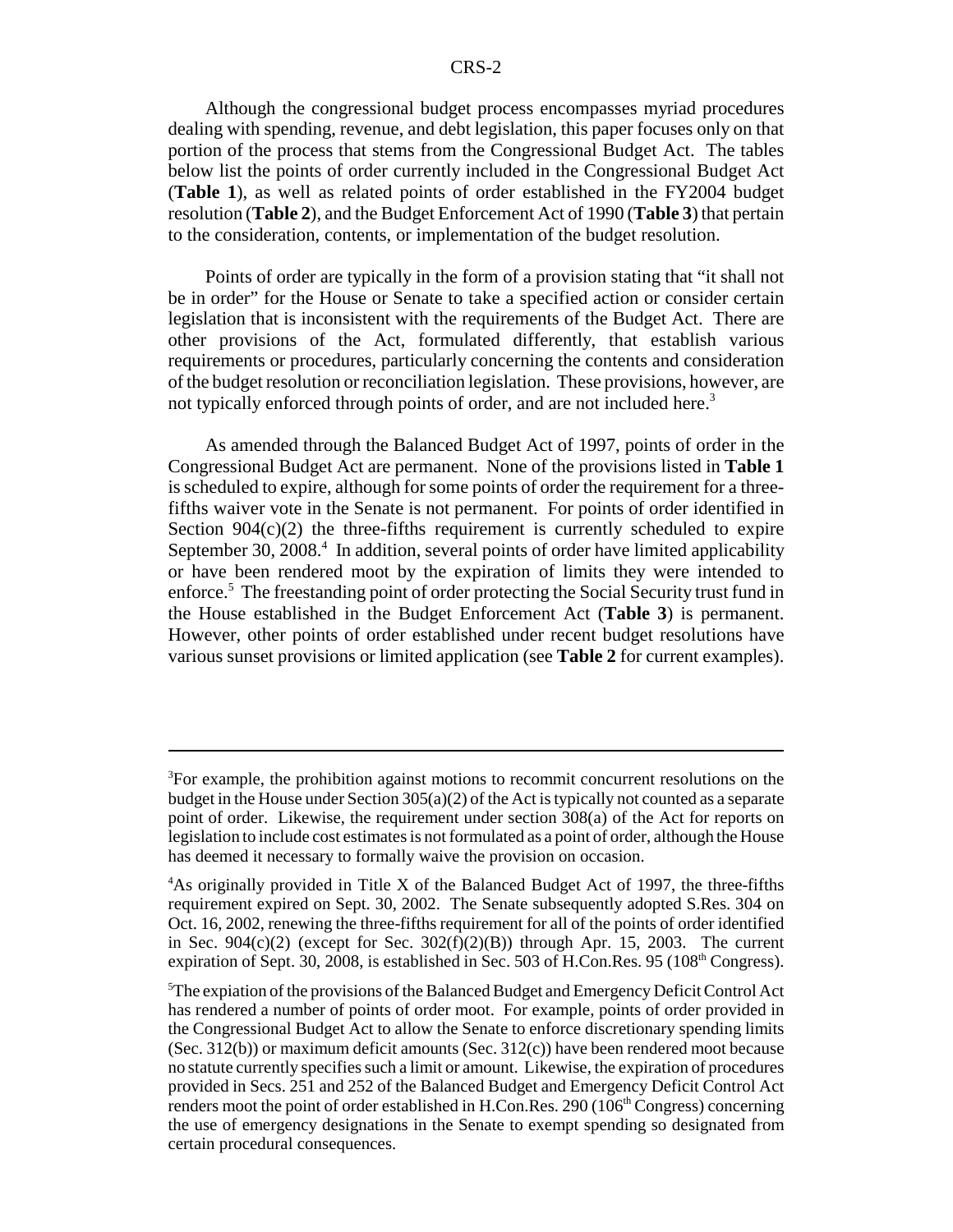Although the congressional budget process encompasses myriad procedures dealing with spending, revenue, and debt legislation, this paper focuses only on that portion of the process that stems from the Congressional Budget Act. The tables below list the points of order currently included in the Congressional Budget Act (**Table 1**), as well as related points of order established in the FY2004 budget resolution (**Table 2**), and the Budget Enforcement Act of 1990 (**Table 3**) that pertain to the consideration, contents, or implementation of the budget resolution.

Points of order are typically in the form of a provision stating that "it shall not be in order" for the House or Senate to take a specified action or consider certain legislation that is inconsistent with the requirements of the Budget Act. There are other provisions of the Act, formulated differently, that establish various requirements or procedures, particularly concerning the contents and consideration of the budget resolution or reconciliation legislation. These provisions, however, are not typically enforced through points of order, and are not included here.[3]

As amended through the Balanced Budget Act of 1997, points of order in the Congressional Budget Act are permanent. None of the provisions listed in **Table 1** is scheduled to expire, although for some points of order the requirement for a three-fifths waiver vote in the Senate is not permanent. For points of order identified in Section 904(c)(2) the three-fifths requirement is currently scheduled to expire September 30, 2008.[4] In addition, several points of order have limited applicability or have been rendered moot by the expiration of limits they were intended to enforce.[5] The freestanding point of order protecting the Social Security trust fund in the House established in the Budget Enforcement Act (**Table 3**) is permanent. However, other points of order established under recent budget resolutions have various sunset provisions or limited application (see **Table 2** for current examples).

---

[3]For example, the prohibition against motions to recommit concurrent resolutions on the budget in the House under Section 305(a)(2) of the Act is typically not counted as a separate point of order. Likewise, the requirement under section 308(a) of the Act for reports on legislation to include cost estimates is not formulated as a point of order, although the House has deemed it necessary to formally waive the provision on occasion.

[4]As originally provided in Title X of the Balanced Budget Act of 1997, the three-fifths requirement expired on Sept. 30, 2002. The Senate subsequently adopted S.Res. 304 on Oct. 16, 2002, renewing the three-fifths requirement for all of the points of order identified in Sec. 904(c)(2) (except for Sec. 302(f)(2)(B)) through Apr. 15, 2003. The current expiration of Sept. 30, 2008, is established in Sec. 503 of H.Con.Res. 95 (108th Congress).

[5]The expiation of the provisions of the Balanced Budget and Emergency Deficit Control Act has rendered a number of points of order moot. For example, points of order provided in the Congressional Budget Act to allow the Senate to enforce discretionary spending limits (Sec. 312(b)) or maximum deficit amounts (Sec. 312(c)) have been rendered moot because no statute currently specifies such a limit or amount. Likewise, the expiration of procedures provided in Secs. 251 and 252 of the Balanced Budget and Emergency Deficit Control Act renders moot the point of order established in H.Con.Res. 290 (106th Congress) concerning the use of emergency designations in the Senate to exempt spending so designated from certain procedural consequences.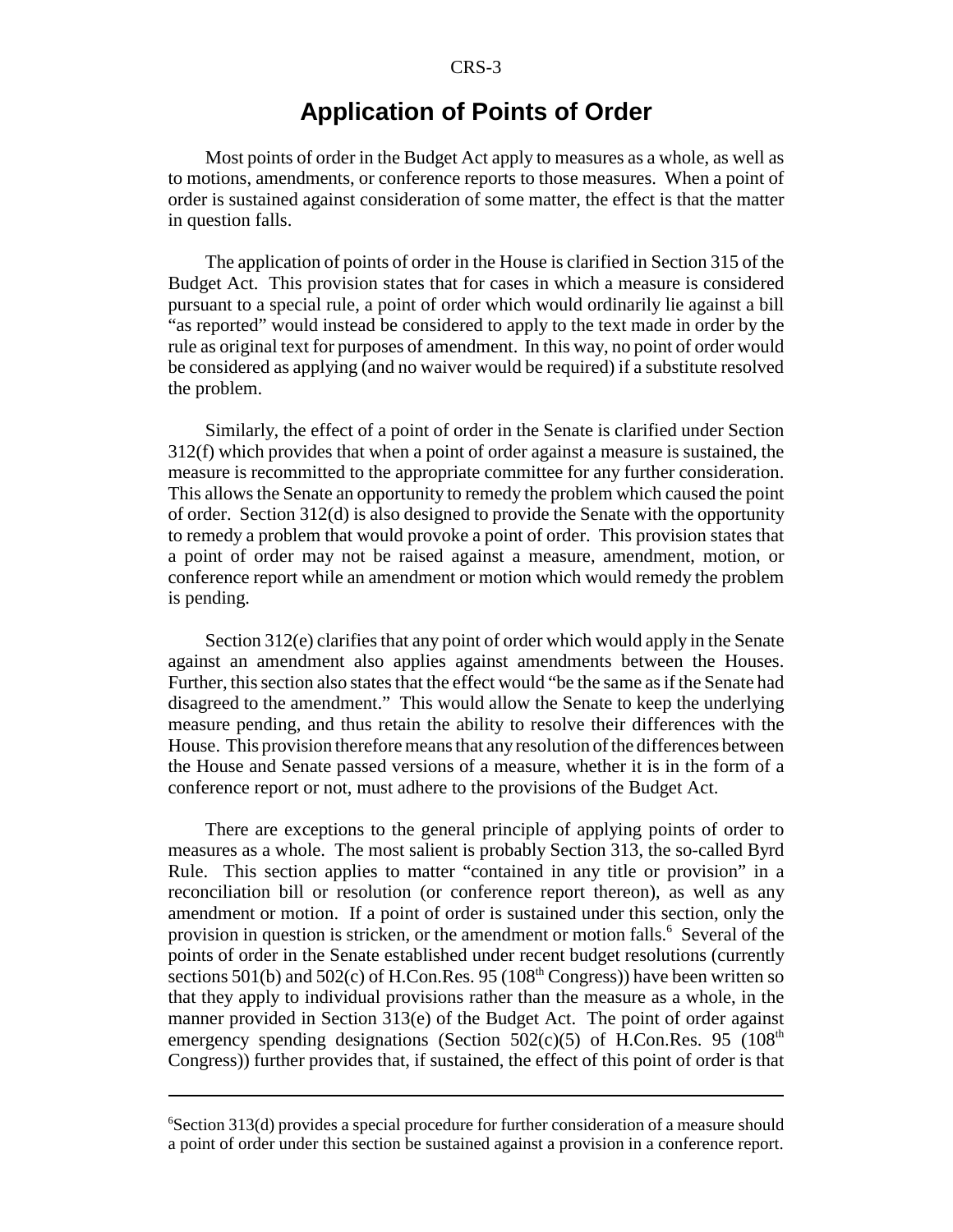## Application of Points of Order

Most points of order in the Budget Act apply to measures as a whole, as well as to motions, amendments, or conference reports to those measures. When a point of order is sustained against consideration of some matter, the effect is that the matter in question falls.

The application of points of order in the House is clarified in Section 315 of the Budget Act. This provision states that for cases in which a measure is considered pursuant to a special rule, a point of order which would ordinarily lie against a bill "as reported" would instead be considered to apply to the text made in order by the rule as original text for purposes of amendment. In this way, no point of order would be considered as applying (and no waiver would be required) if a substitute resolved the problem.

Similarly, the effect of a point of order in the Senate is clarified under Section 312(f) which provides that when a point of order against a measure is sustained, the measure is recommitted to the appropriate committee for any further consideration. This allows the Senate an opportunity to remedy the problem which caused the point of order. Section 312(d) is also designed to provide the Senate with the opportunity to remedy a problem that would provoke a point of order. This provision states that a point of order may not be raised against a measure, amendment, motion, or conference report while an amendment or motion which would remedy the problem is pending.

Section 312(e) clarifies that any point of order which would apply in the Senate against an amendment also applies against amendments between the Houses. Further, this section also states that the effect would "be the same as if the Senate had disagreed to the amendment." This would allow the Senate to keep the underlying measure pending, and thus retain the ability to resolve their differences with the House. This provision therefore means that any resolution of the differences between the House and Senate passed versions of a measure, whether it is in the form of a conference report or not, must adhere to the provisions of the Budget Act.

There are exceptions to the general principle of applying points of order to measures as a whole. The most salient is probably Section 313, the so-called Byrd Rule. This section applies to matter "contained in any title or provision" in a reconciliation bill or resolution (or conference report thereon), as well as any amendment or motion. If a point of order is sustained under this section, only the provision in question is stricken, or the amendment or motion falls.[6] Several of the points of order in the Senate established under recent budget resolutions (currently sections 501(b) and 502(c) of H.Con.Res. 95 (108th Congress)) have been written so that they apply to individual provisions rather than the measure as a whole, in the manner provided in Section 313(e) of the Budget Act. The point of order against emergency spending designations (Section 502(c)(5) of H.Con.Res. 95 (108th Congress)) further provides that, if sustained, the effect of this point of order is that

---

[6] Section 313(d) provides a special procedure for further consideration of a measure should a point of order under this section be sustained against a provision in a conference report.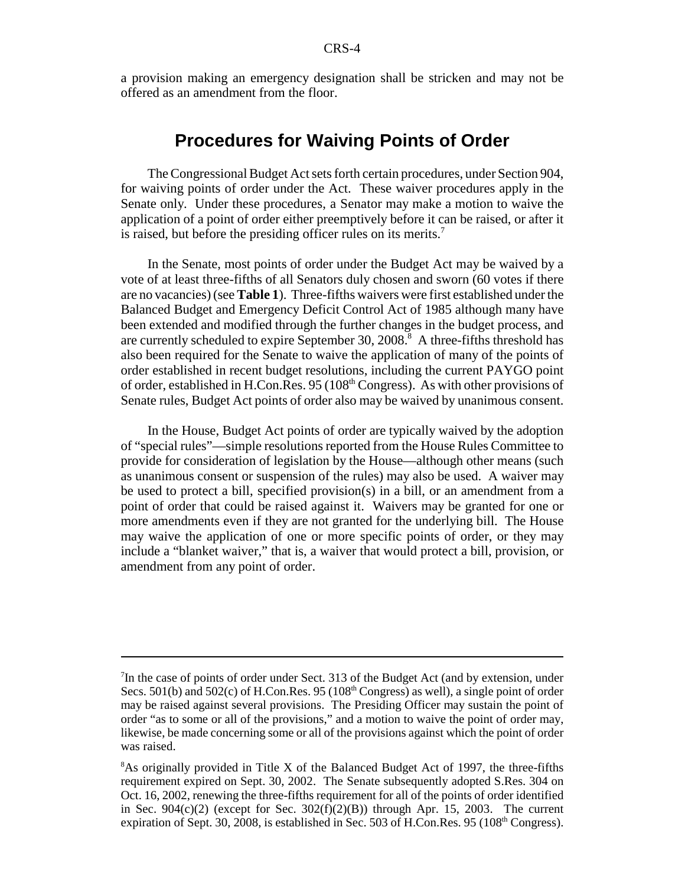a provision making an emergency designation shall be stricken and may not be offered as an amendment from the floor.

## Procedures for Waiving Points of Order

The Congressional Budget Act sets forth certain procedures, under Section 904, for waiving points of order under the Act. These waiver procedures apply in the Senate only. Under these procedures, a Senator may make a motion to waive the application of a point of order either preemptively before it can be raised, or after it is raised, but before the presiding officer rules on its merits.[7]

In the Senate, most points of order under the Budget Act may be waived by a vote of at least three-fifths of all Senators duly chosen and sworn (60 votes if there are no vacancies) (see **Table 1**). Three-fifths waivers were first established under the Balanced Budget and Emergency Deficit Control Act of 1985 although many have been extended and modified through the further changes in the budget process, and are currently scheduled to expire September 30, 2008.[8] A three-fifths threshold has also been required for the Senate to waive the application of many of the points of order established in recent budget resolutions, including the current PAYGO point of order, established in H.Con.Res. 95 (108th Congress). As with other provisions of Senate rules, Budget Act points of order also may be waived by unanimous consent.

In the House, Budget Act points of order are typically waived by the adoption of "special rules"—simple resolutions reported from the House Rules Committee to provide for consideration of legislation by the House—although other means (such as unanimous consent or suspension of the rules) may also be used. A waiver may be used to protect a bill, specified provision(s) in a bill, or an amendment from a point of order that could be raised against it. Waivers may be granted for one or more amendments even if they are not granted for the underlying bill. The House may waive the application of one or more specific points of order, or they may include a "blanket waiver," that is, a waiver that would protect a bill, provision, or amendment from any point of order.

---

[7] In the case of points of order under Sect. 313 of the Budget Act (and by extension, under Secs. 501(b) and 502(c) of H.Con.Res. 95 (108th Congress) as well), a single point of order may be raised against several provisions. The Presiding Officer may sustain the point of order "as to some or all of the provisions," and a motion to waive the point of order may, likewise, be made concerning some or all of the provisions against which the point of order was raised.

[8] As originally provided in Title X of the Balanced Budget Act of 1997, the three-fifths requirement expired on Sept. 30, 2002. The Senate subsequently adopted S.Res. 304 on Oct. 16, 2002, renewing the three-fifths requirement for all of the points of order identified in Sec. 904(c)(2) (except for Sec. 302(f)(2)(B)) through Apr. 15, 2003. The current expiration of Sept. 30, 2008, is established in Sec. 503 of H.Con.Res. 95 (108th Congress).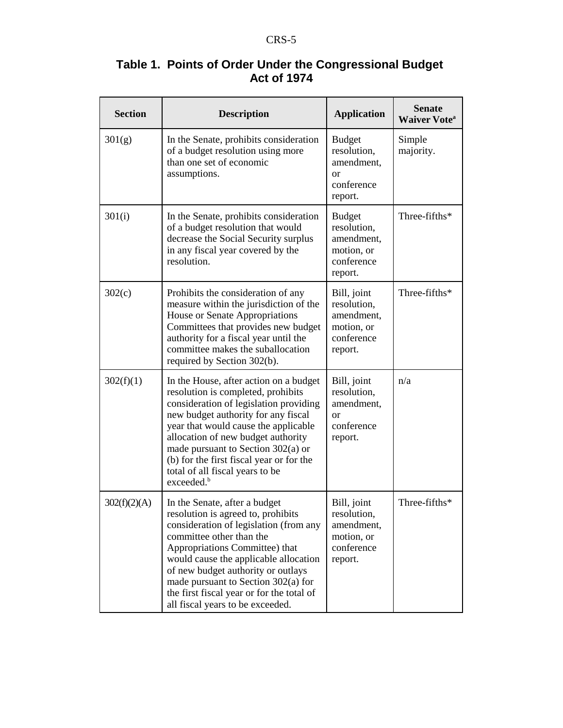**Table 1. Points of Order Under the Congressional Budget Act of 1974**

| Section | Description | Application | Senate Waiver Vote[a] |
|---|---|---|---|
| 301(g) | In the Senate, prohibits consideration of a budget resolution using more than one set of economic assumptions. | Budget resolution, amendment, or conference report. | Simple majority. |
| 301(i) | In the Senate, prohibits consideration of a budget resolution that would decrease the Social Security surplus in any fiscal year covered by the resolution. | Budget resolution, amendment, motion, or conference report. | Three-fifths* |
| 302(c) | Prohibits the consideration of any measure within the jurisdiction of the House or Senate Appropriations Committees that provides new budget authority for a fiscal year until the committee makes the suballocation required by Section 302(b). | Bill, joint resolution, amendment, motion, or conference report. | Three-fifths* |
| 302(f)(1) | In the House, after action on a budget resolution is completed, prohibits consideration of legislation providing new budget authority for any fiscal year that would cause the applicable allocation of new budget authority made pursuant to Section 302(a) or (b) for the first fiscal year or for the total of all fiscal years to be exceeded.[b] | Bill, joint resolution, amendment, or conference report. | n/a |
| 302(f)(2)(A) | In the Senate, after a budget resolution is agreed to, prohibits consideration of legislation (from any committee other than the Appropriations Committee) that would cause the applicable allocation of new budget authority or outlays made pursuant to Section 302(a) for the first fiscal year or for the total of all fiscal years to be exceeded. | Bill, joint resolution, amendment, motion, or conference report. | Three-fifths* |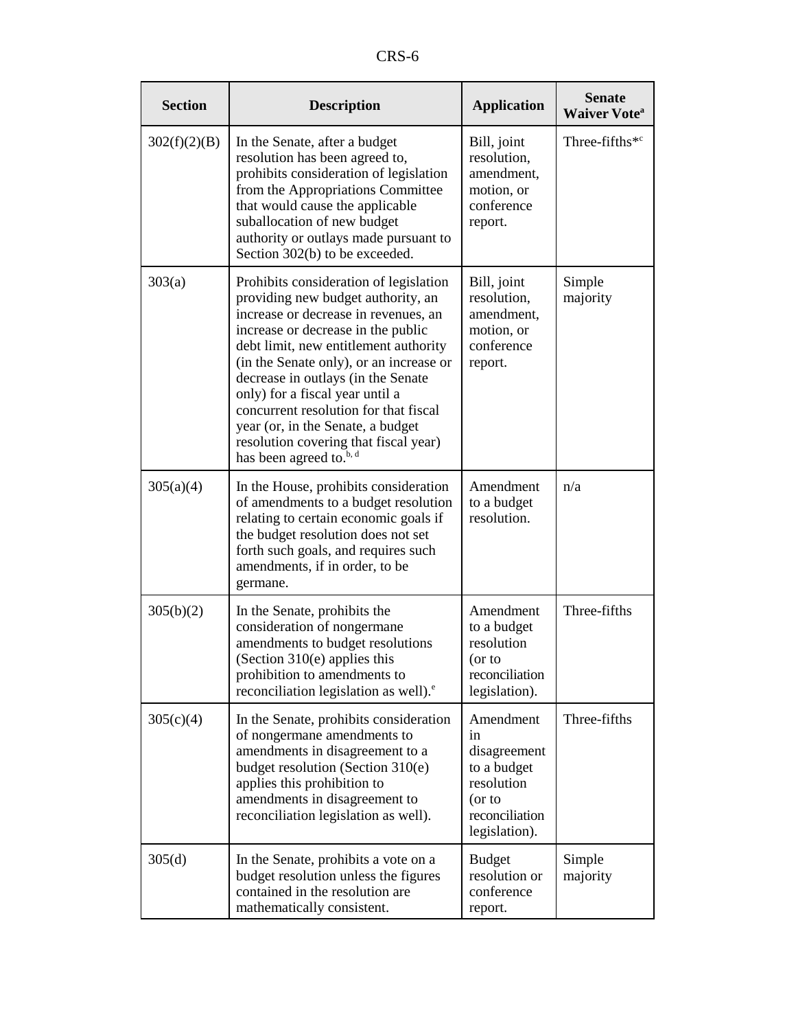| Section | Description | Application | Senate Waiver Vote[a] |
|---|---|---|---|
| 302(f)(2)(B) | In the Senate, after a budget resolution has been agreed to, prohibits consideration of legislation from the Appropriations Committee that would cause the applicable suballocation of new budget authority or outlays made pursuant to Section 302(b) to be exceeded. | Bill, joint resolution, amendment, motion, or conference report. | Three-fifths*[c] |
| 303(a) | Prohibits consideration of legislation providing new budget authority, an increase or decrease in revenues, an increase or decrease in the public debt limit, new entitlement authority (in the Senate only), or an increase or decrease in outlays (in the Senate only) for a fiscal year until a concurrent resolution for that fiscal year (or, in the Senate, a budget resolution covering that fiscal year) has been agreed to.[b, d] | Bill, joint resolution, amendment, motion, or conference report. | Simple majority |
| 305(a)(4) | In the House, prohibits consideration of amendments to a budget resolution relating to certain economic goals if the budget resolution does not set forth such goals, and requires such amendments, if in order, to be germane. | Amendment to a budget resolution. | n/a |
| 305(b)(2) | In the Senate, prohibits the consideration of nongermane amendments to budget resolutions (Section 310(e) applies this prohibition to amendments to reconciliation legislation as well).[e] | Amendment to a budget resolution (or to reconciliation legislation). | Three-fifths |
| 305(c)(4) | In the Senate, prohibits consideration of nongermane amendments to amendments in disagreement to a budget resolution (Section 310(e) applies this prohibition to amendments in disagreement to reconciliation legislation as well). | Amendment in disagreement to a budget resolution (or to reconciliation legislation). | Three-fifths |
| 305(d) | In the Senate, prohibits a vote on a budget resolution unless the figures contained in the resolution are mathematically consistent. | Budget resolution or conference report. | Simple majority |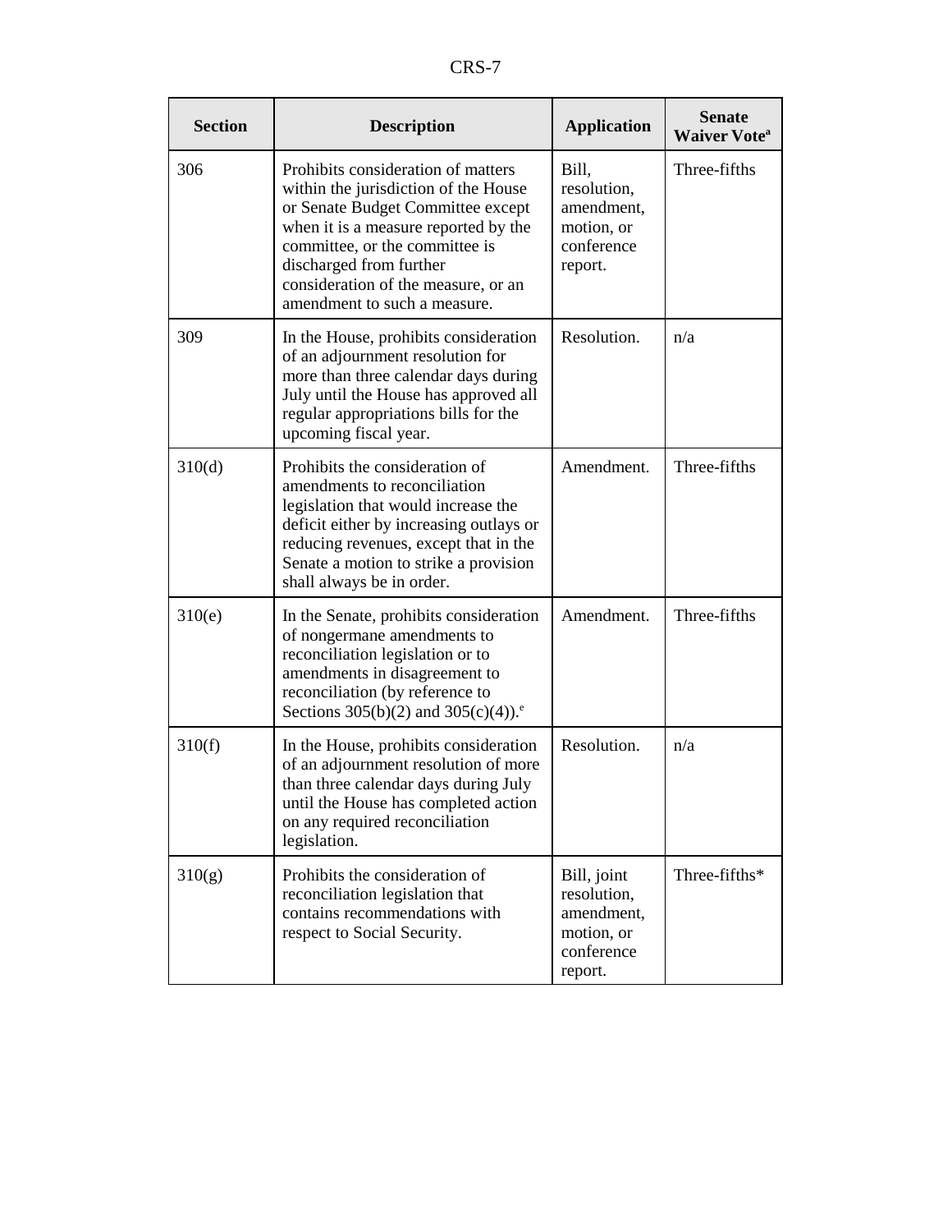| Section | Description | Application | Senate Waiver Vote[a] |
|---|---|---|---|
| 306 | Prohibits consideration of matters within the jurisdiction of the House or Senate Budget Committee except when it is a measure reported by the committee, or the committee is discharged from further consideration of the measure, or an amendment to such a measure. | Bill, resolution, amendment, motion, or conference report. | Three-fifths |
| 309 | In the House, prohibits consideration of an adjournment resolution for more than three calendar days during July until the House has approved all regular appropriations bills for the upcoming fiscal year. | Resolution. | n/a |
| 310(d) | Prohibits the consideration of amendments to reconciliation legislation that would increase the deficit either by increasing outlays or reducing revenues, except that in the Senate a motion to strike a provision shall always be in order. | Amendment. | Three-fifths |
| 310(e) | In the Senate, prohibits consideration of nongermane amendments to reconciliation legislation or to amendments in disagreement to reconciliation (by reference to Sections 305(b)(2) and 305(c)(4)).[e] | Amendment. | Three-fifths |
| 310(f) | In the House, prohibits consideration of an adjournment resolution of more than three calendar days during July until the House has completed action on any required reconciliation legislation. | Resolution. | n/a |
| 310(g) | Prohibits the consideration of reconciliation legislation that contains recommendations with respect to Social Security. | Bill, joint resolution, amendment, motion, or conference report. | Three-fifths* |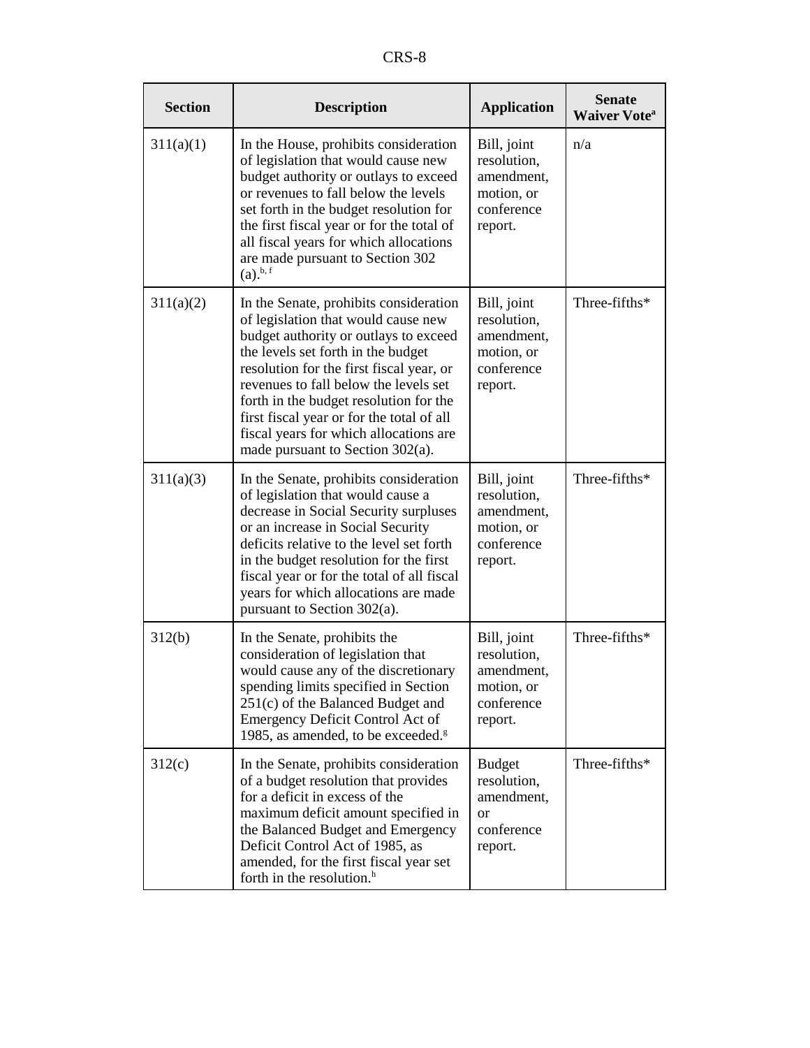| Section | Description | Application | Senate Waiver Vote[a] |
|---|---|---|---|
| 311(a)(1) | In the House, prohibits consideration of legislation that would cause new budget authority or outlays to exceed or revenues to fall below the levels set forth in the budget resolution for the first fiscal year or for the total of all fiscal years for which allocations are made pursuant to Section 302 (a).[b, f] | Bill, joint resolution, amendment, motion, or conference report. | n/a |
| 311(a)(2) | In the Senate, prohibits consideration of legislation that would cause new budget authority or outlays to exceed the levels set forth in the budget resolution for the first fiscal year, or revenues to fall below the levels set forth in the budget resolution for the first fiscal year or for the total of all fiscal years for which allocations are made pursuant to Section 302(a). | Bill, joint resolution, amendment, motion, or conference report. | Three-fifths* |
| 311(a)(3) | In the Senate, prohibits consideration of legislation that would cause a decrease in Social Security surpluses or an increase in Social Security deficits relative to the level set forth in the budget resolution for the first fiscal year or for the total of all fiscal years for which allocations are made pursuant to Section 302(a). | Bill, joint resolution, amendment, motion, or conference report. | Three-fifths* |
| 312(b) | In the Senate, prohibits the consideration of legislation that would cause any of the discretionary spending limits specified in Section 251(c) of the Balanced Budget and Emergency Deficit Control Act of 1985, as amended, to be exceeded.[g] | Bill, joint resolution, amendment, motion, or conference report. | Three-fifths* |
| 312(c) | In the Senate, prohibits consideration of a budget resolution that provides for a deficit in excess of the maximum deficit amount specified in the Balanced Budget and Emergency Deficit Control Act of 1985, as amended, for the first fiscal year set forth in the resolution.[h] | Budget resolution, amendment, or conference report. | Three-fifths* |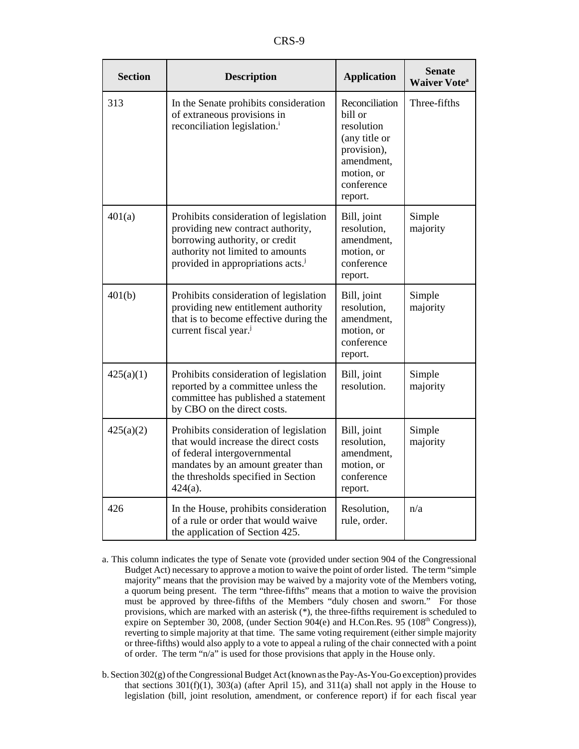| Section | Description | Application | Senate Waiver Vote[a] |
| --- | --- | --- | --- |
| 313 | In the Senate prohibits consideration of extraneous provisions in reconciliation legislation.[i] | Reconciliation bill or resolution (any title or provision), amendment, motion, or conference report. | Three-fifths |
| 401(a) | Prohibits consideration of legislation providing new contract authority, borrowing authority, or credit authority not limited to amounts provided in appropriations acts.[j] | Bill, joint resolution, amendment, motion, or conference report. | Simple majority |
| 401(b) | Prohibits consideration of legislation providing new entitlement authority that is to become effective during the current fiscal year.[j] | Bill, joint resolution, amendment, motion, or conference report. | Simple majority |
| 425(a)(1) | Prohibits consideration of legislation reported by a committee unless the committee has published a statement by CBO on the direct costs. | Bill, joint resolution. | Simple majority |
| 425(a)(2) | Prohibits consideration of legislation that would increase the direct costs of federal intergovernmental mandates by an amount greater than the thresholds specified in Section 424(a). | Bill, joint resolution, amendment, motion, or conference report. | Simple majority |
| 426 | In the House, prohibits consideration of a rule or order that would waive the application of Section 425. | Resolution, rule, order. | n/a |

a. This column indicates the type of Senate vote (provided under section 904 of the Congressional Budget Act) necessary to approve a motion to waive the point of order listed. The term "simple majority" means that the provision may be waived by a majority vote of the Members voting, a quorum being present. The term "three-fifths" means that a motion to waive the provision must be approved by three-fifths of the Members "duly chosen and sworn." For those provisions, which are marked with an asterisk (*), the three-fifths requirement is scheduled to expire on September 30, 2008, (under Section 904(e) and H.Con.Res. 95 (108th Congress)), reverting to simple majority at that time. The same voting requirement (either simple majority or three-fifths) would also apply to a vote to appeal a ruling of the chair connected with a point of order. The term "n/a" is used for those provisions that apply in the House only.

b. Section 302(g) of the Congressional Budget Act (known as the Pay-As-You-Go exception) provides that sections 301(f)(1), 303(a) (after April 15), and 311(a) shall not apply in the House to legislation (bill, joint resolution, amendment, or conference report) if for each fiscal year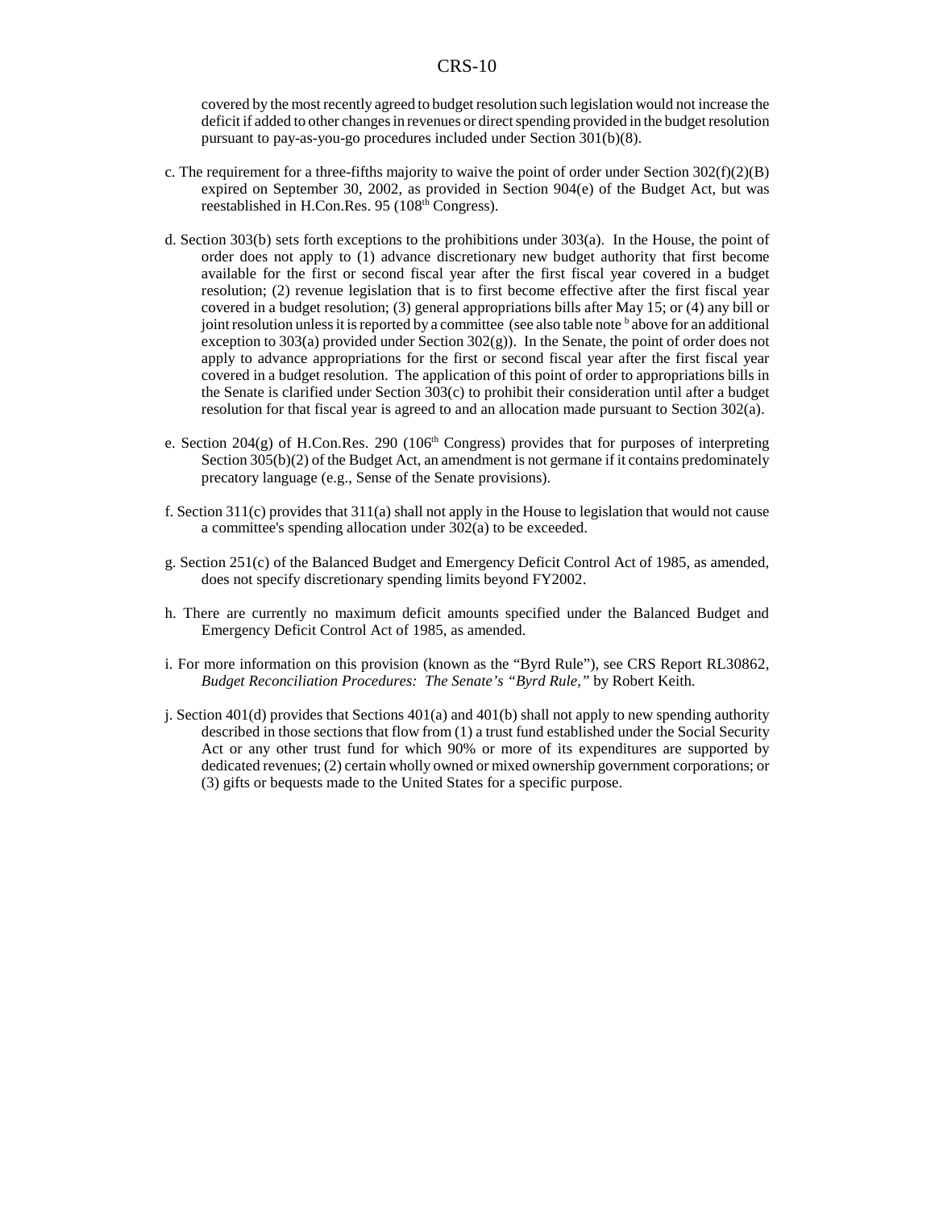covered by the most recently agreed to budget resolution such legislation would not increase the deficit if added to other changes in revenues or direct spending provided in the budget resolution pursuant to pay-as-you-go procedures included under Section 301(b)(8).

c. The requirement for a three-fifths majority to waive the point of order under Section 302(f)(2)(B) expired on September 30, 2002, as provided in Section 904(e) of the Budget Act, but was reestablished in H.Con.Res. 95 (108th Congress).

d. Section 303(b) sets forth exceptions to the prohibitions under 303(a). In the House, the point of order does not apply to (1) advance discretionary new budget authority that first become available for the first or second fiscal year after the first fiscal year covered in a budget resolution; (2) revenue legislation that is to first become effective after the first fiscal year covered in a budget resolution; (3) general appropriations bills after May 15; or (4) any bill or joint resolution unless it is reported by a committee (see also table note [b] above for an additional exception to 303(a) provided under Section 302(g)). In the Senate, the point of order does not apply to advance appropriations for the first or second fiscal year after the first fiscal year covered in a budget resolution. The application of this point of order to appropriations bills in the Senate is clarified under Section 303(c) to prohibit their consideration until after a budget resolution for that fiscal year is agreed to and an allocation made pursuant to Section 302(a).

e. Section 204(g) of H.Con.Res. 290 (106th Congress) provides that for purposes of interpreting Section 305(b)(2) of the Budget Act, an amendment is not germane if it contains predominately precatory language (e.g., Sense of the Senate provisions).

f. Section 311(c) provides that 311(a) shall not apply in the House to legislation that would not cause a committee's spending allocation under 302(a) to be exceeded.

g. Section 251(c) of the Balanced Budget and Emergency Deficit Control Act of 1985, as amended, does not specify discretionary spending limits beyond FY2002.

h. There are currently no maximum deficit amounts specified under the Balanced Budget and Emergency Deficit Control Act of 1985, as amended.

i. For more information on this provision (known as the "Byrd Rule"), see CRS Report RL30862, *Budget Reconciliation Procedures: The Senate's "Byrd Rule,"* by Robert Keith.

j. Section 401(d) provides that Sections 401(a) and 401(b) shall not apply to new spending authority described in those sections that flow from (1) a trust fund established under the Social Security Act or any other trust fund for which 90% or more of its expenditures are supported by dedicated revenues; (2) certain wholly owned or mixed ownership government corporations; or (3) gifts or bequests made to the United States for a specific purpose.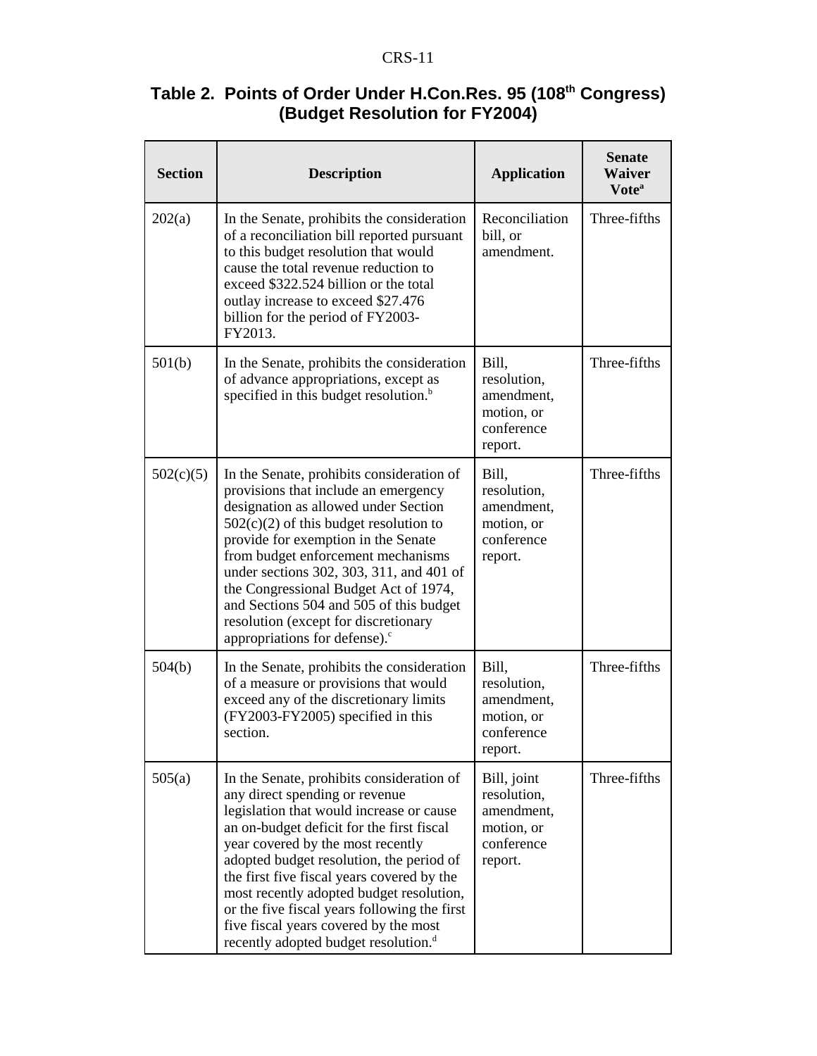## Table 2. Points of Order Under H.Con.Res. 95 (108th Congress) (Budget Resolution for FY2004)

| Section | Description | Application | Senate Waiver Vote[a] |
|---|---|---|---|
| 202(a) | In the Senate, prohibits the consideration of a reconciliation bill reported pursuant to this budget resolution that would cause the total revenue reduction to exceed $322.524 billion or the total outlay increase to exceed $27.476 billion for the period of FY2003-FY2013. | Reconciliation bill, or amendment. | Three-fifths |
| 501(b) | In the Senate, prohibits the consideration of advance appropriations, except as specified in this budget resolution.[b] | Bill, resolution, amendment, motion, or conference report. | Three-fifths |
| 502(c)(5) | In the Senate, prohibits consideration of provisions that include an emergency designation as allowed under Section 502(c)(2) of this budget resolution to provide for exemption in the Senate from budget enforcement mechanisms under sections 302, 303, 311, and 401 of the Congressional Budget Act of 1974, and Sections 504 and 505 of this budget resolution (except for discretionary appropriations for defense).[c] | Bill, resolution, amendment, motion, or conference report. | Three-fifths |
| 504(b) | In the Senate, prohibits the consideration of a measure or provisions that would exceed any of the discretionary limits (FY2003-FY2005) specified in this section. | Bill, resolution, amendment, motion, or conference report. | Three-fifths |
| 505(a) | In the Senate, prohibits consideration of any direct spending or revenue legislation that would increase or cause an on-budget deficit for the first fiscal year covered by the most recently adopted budget resolution, the period of the first five fiscal years covered by the most recently adopted budget resolution, or the five fiscal years following the first five fiscal years covered by the most recently adopted budget resolution.[d] | Bill, joint resolution, amendment, motion, or conference report. | Three-fifths |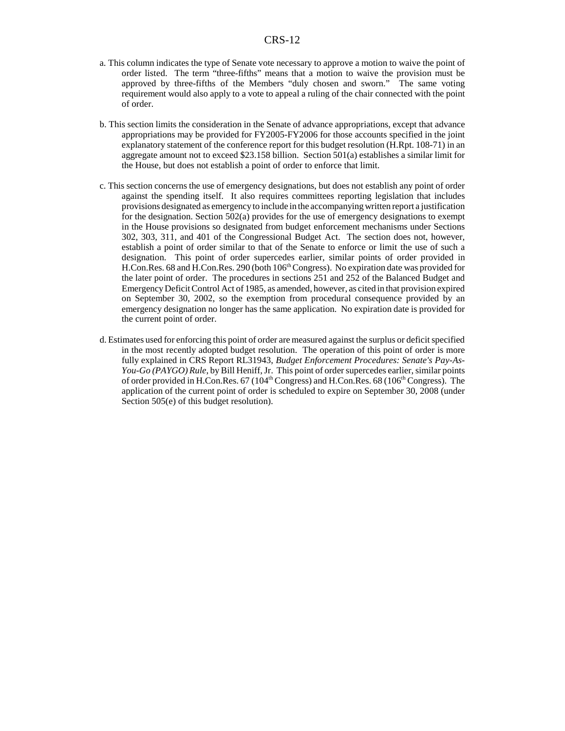a. This column indicates the type of Senate vote necessary to approve a motion to waive the point of order listed. The term "three-fifths" means that a motion to waive the provision must be approved by three-fifths of the Members "duly chosen and sworn." The same voting requirement would also apply to a vote to appeal a ruling of the chair connected with the point of order.

b. This section limits the consideration in the Senate of advance appropriations, except that advance appropriations may be provided for FY2005-FY2006 for those accounts specified in the joint explanatory statement of the conference report for this budget resolution (H.Rpt. 108-71) in an aggregate amount not to exceed $23.158 billion. Section 501(a) establishes a similar limit for the House, but does not establish a point of order to enforce that limit.

c. This section concerns the use of emergency designations, but does not establish any point of order against the spending itself. It also requires committees reporting legislation that includes provisions designated as emergency to include in the accompanying written report a justification for the designation. Section 502(a) provides for the use of emergency designations to exempt in the House provisions so designated from budget enforcement mechanisms under Sections 302, 303, 311, and 401 of the Congressional Budget Act. The section does not, however, establish a point of order similar to that of the Senate to enforce or limit the use of such a designation. This point of order supercedes earlier, similar points of order provided in H.Con.Res. 68 and H.Con.Res. 290 (both 106th Congress). No expiration date was provided for the later point of order. The procedures in sections 251 and 252 of the Balanced Budget and Emergency Deficit Control Act of 1985, as amended, however, as cited in that provision expired on September 30, 2002, so the exemption from procedural consequence provided by an emergency designation no longer has the same application. No expiration date is provided for the current point of order.

d. Estimates used for enforcing this point of order are measured against the surplus or deficit specified in the most recently adopted budget resolution. The operation of this point of order is more fully explained in CRS Report RL31943, *Budget Enforcement Procedures: Senate's Pay-As-You-Go (PAYGO) Rule*, by Bill Heniff, Jr. This point of order supercedes earlier, similar points of order provided in H.Con.Res. 67 (104th Congress) and H.Con.Res. 68 (106th Congress). The application of the current point of order is scheduled to expire on September 30, 2008 (under Section 505(e) of this budget resolution).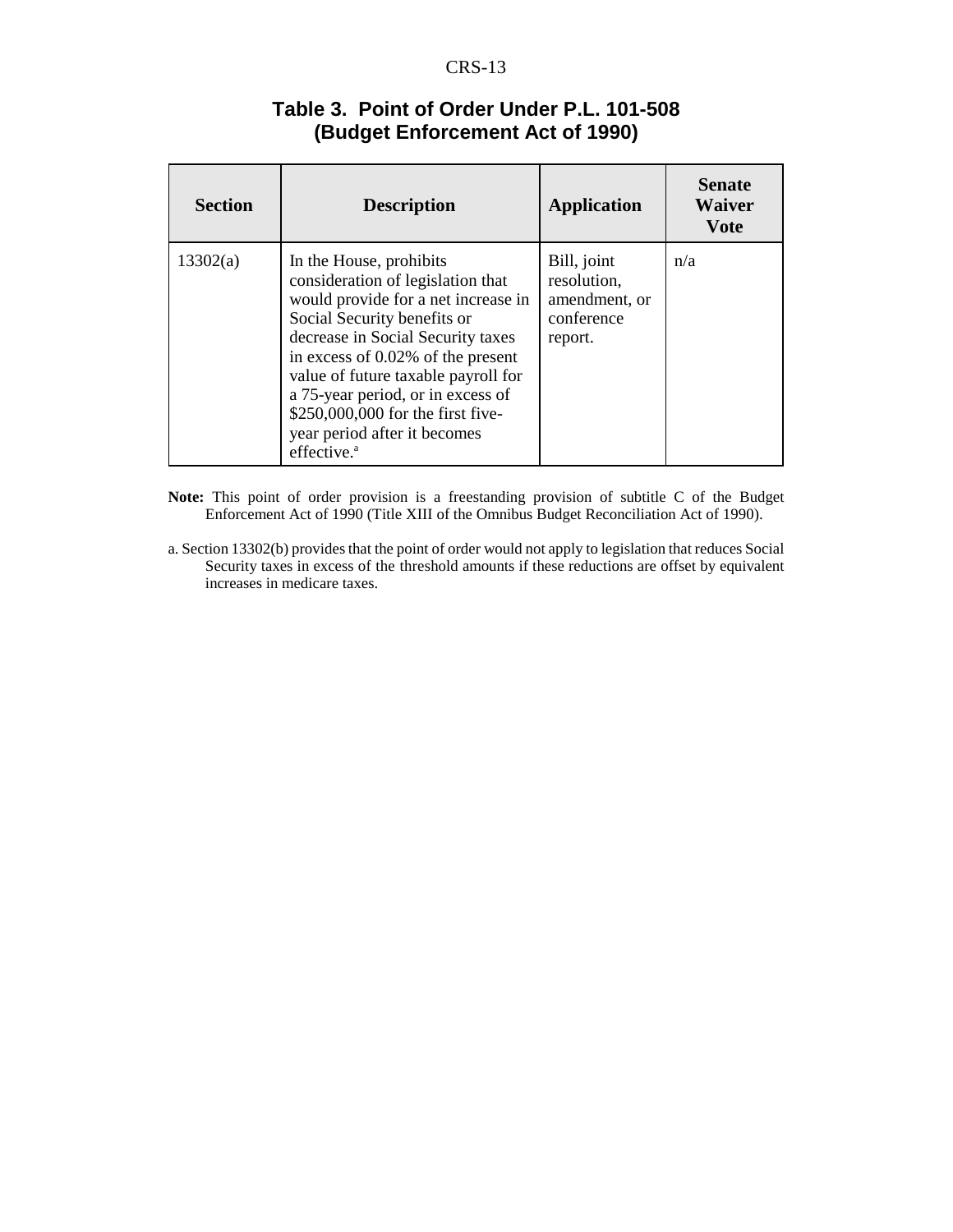## Table 3. Point of Order Under P.L. 101-508 (Budget Enforcement Act of 1990)

| Section | Description | Application | Senate Waiver Vote |
|---|---|---|---|
| 13302(a) | In the House, prohibits consideration of legislation that would provide for a net increase in Social Security benefits or decrease in Social Security taxes in excess of 0.02% of the present value of future taxable payroll for a 75-year period, or in excess of $250,000,000 for the first five-year period after it becomes effective.[a] | Bill, joint resolution, amendment, or conference report. | n/a |

**Note:** This point of order provision is a freestanding provision of subtitle C of the Budget Enforcement Act of 1990 (Title XIII of the Omnibus Budget Reconciliation Act of 1990).

a. Section 13302(b) provides that the point of order would not apply to legislation that reduces Social Security taxes in excess of the threshold amounts if these reductions are offset by equivalent increases in medicare taxes.